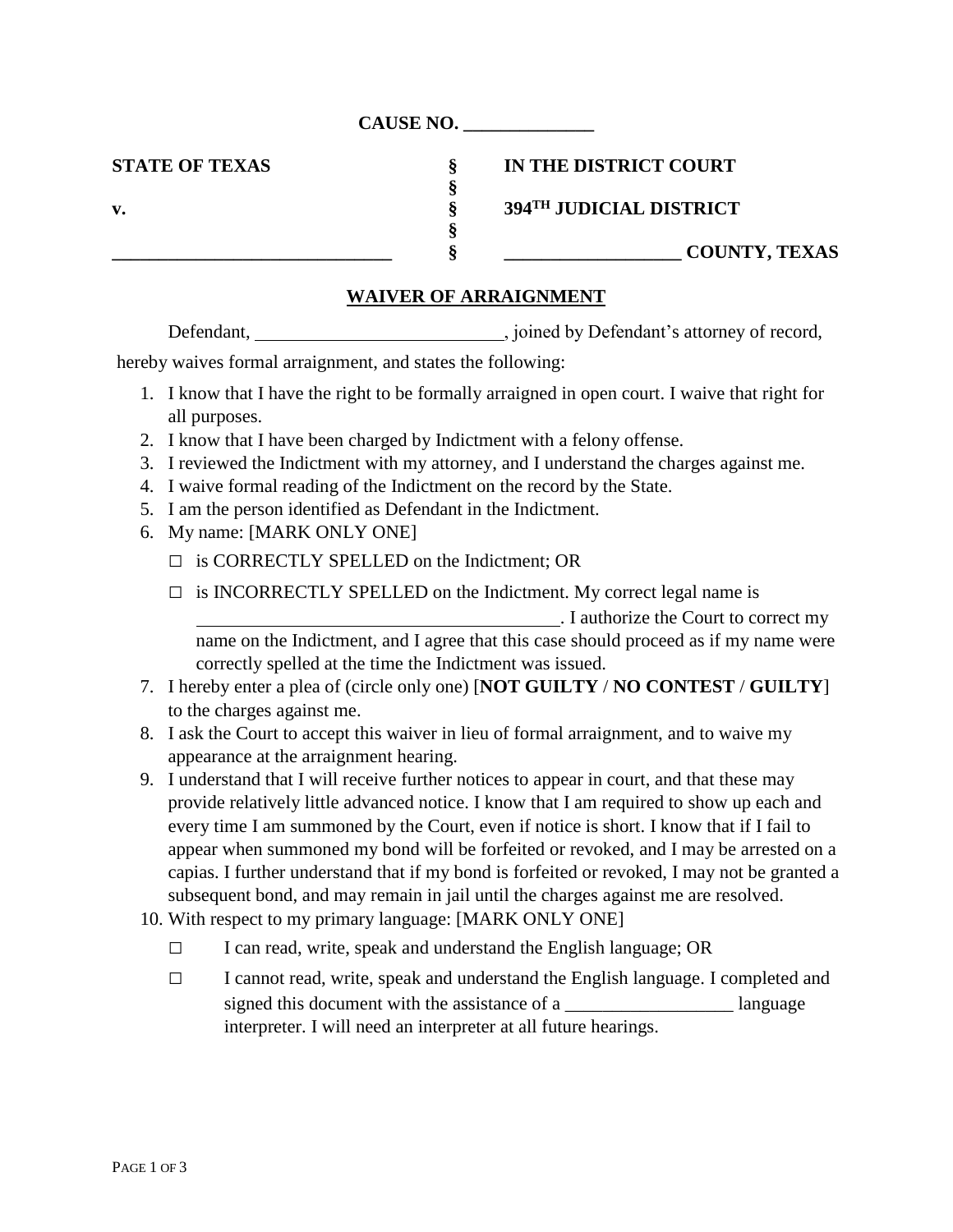**CAUSE NO. ______________**

| STATE OF TEXAS | § | IN THE DISTRICT COURT |
|---|---|---|
| | § | |
| v. | § | 394TH JUDICIAL DISTRICT |
| | § | |
| ______________________________ | § | __________________ COUNTY, TEXAS |

## WAIVER OF ARRAIGNMENT

Defendant, ___________________________, joined by Defendant's attorney of record, hereby waives formal arraignment, and states the following:

1. I know that I have the right to be formally arraigned in open court. I waive that right for all purposes.
2. I know that I have been charged by Indictment with a felony offense.
3. I reviewed the Indictment with my attorney, and I understand the charges against me.
4. I waive formal reading of the Indictment on the record by the State.
5. I am the person identified as Defendant in the Indictment.
6. My name: [MARK ONLY ONE]

   ☐ is CORRECTLY SPELLED on the Indictment; OR

   ☐ is INCORRECTLY SPELLED on the Indictment. My correct legal name is ________________________________________. I authorize the Court to correct my name on the Indictment, and I agree that this case should proceed as if my name were correctly spelled at the time the Indictment was issued.
7. I hereby enter a plea of (circle only one) [**NOT GUILTY** / **NO CONTEST** / **GUILTY**] to the charges against me.
8. I ask the Court to accept this waiver in lieu of formal arraignment, and to waive my appearance at the arraignment hearing.
9. I understand that I will receive further notices to appear in court, and that these may provide relatively little advanced notice. I know that I am required to show up each and every time I am summoned by the Court, even if notice is short. I know that if I fail to appear when summoned my bond will be forfeited or revoked, and I may be arrested on a capias. I further understand that if my bond is forfeited or revoked, I may not be granted a subsequent bond, and may remain in jail until the charges against me are resolved.
10. With respect to my primary language: [MARK ONLY ONE]

    ☐ I can read, write, speak and understand the English language; OR

    ☐ I cannot read, write, speak and understand the English language. I completed and signed this document with the assistance of a __________________ language interpreter. I will need an interpreter at all future hearings.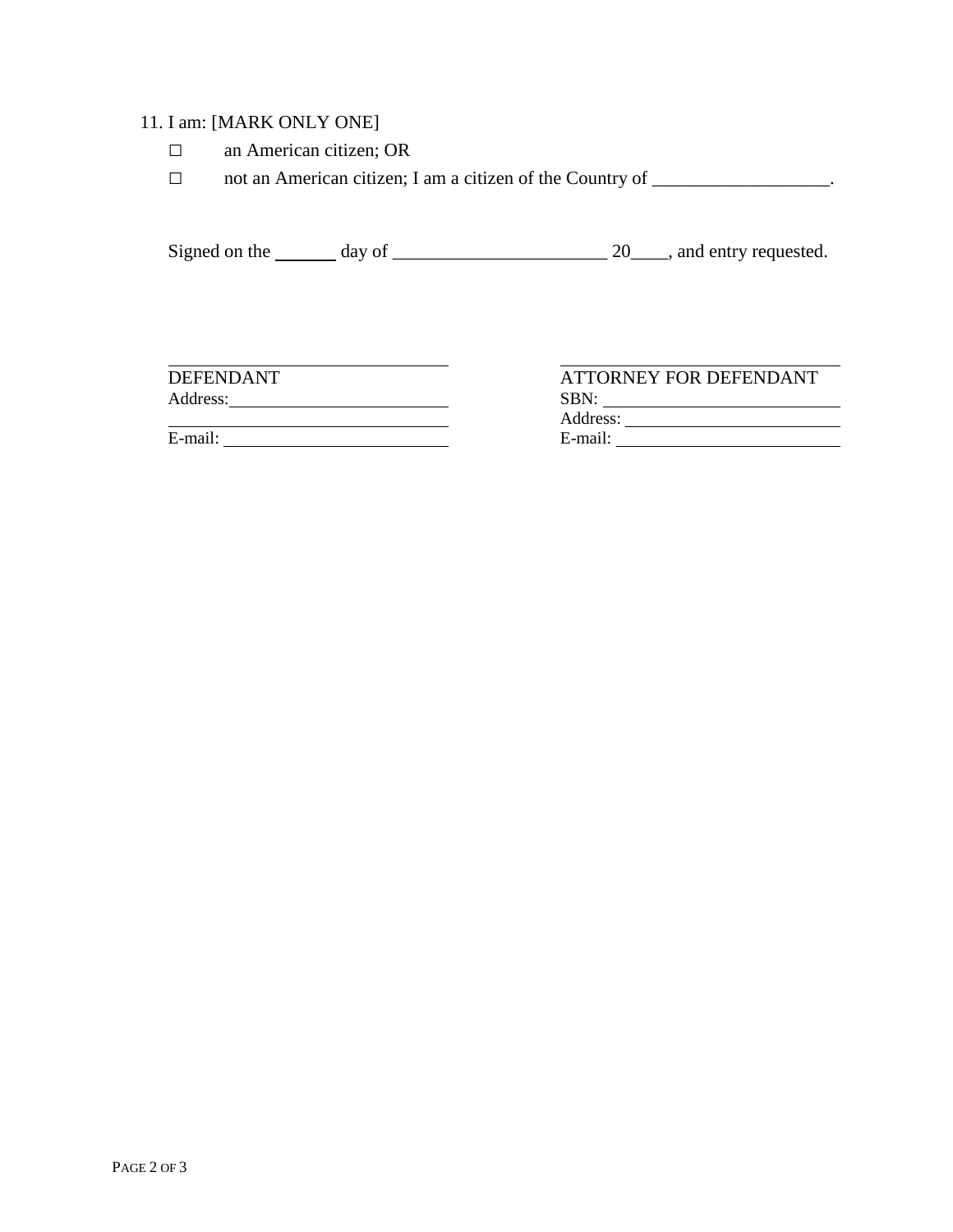11. I am: [MARK ONLY ONE]

☐ an American citizen; OR

☐ not an American citizen; I am a citizen of the Country of ___________________.

Signed on the _______ day of _______________________ 20____, and entry requested.

| | |
|---|---|
| ______________________________ | ______________________________ |
| DEFENDANT | ATTORNEY FOR DEFENDANT |
| Address: ______________________ | SBN: ______________________ |
| ______________________________ | Address: ______________________ |
| E-mail: ______________________ | E-mail: ______________________ |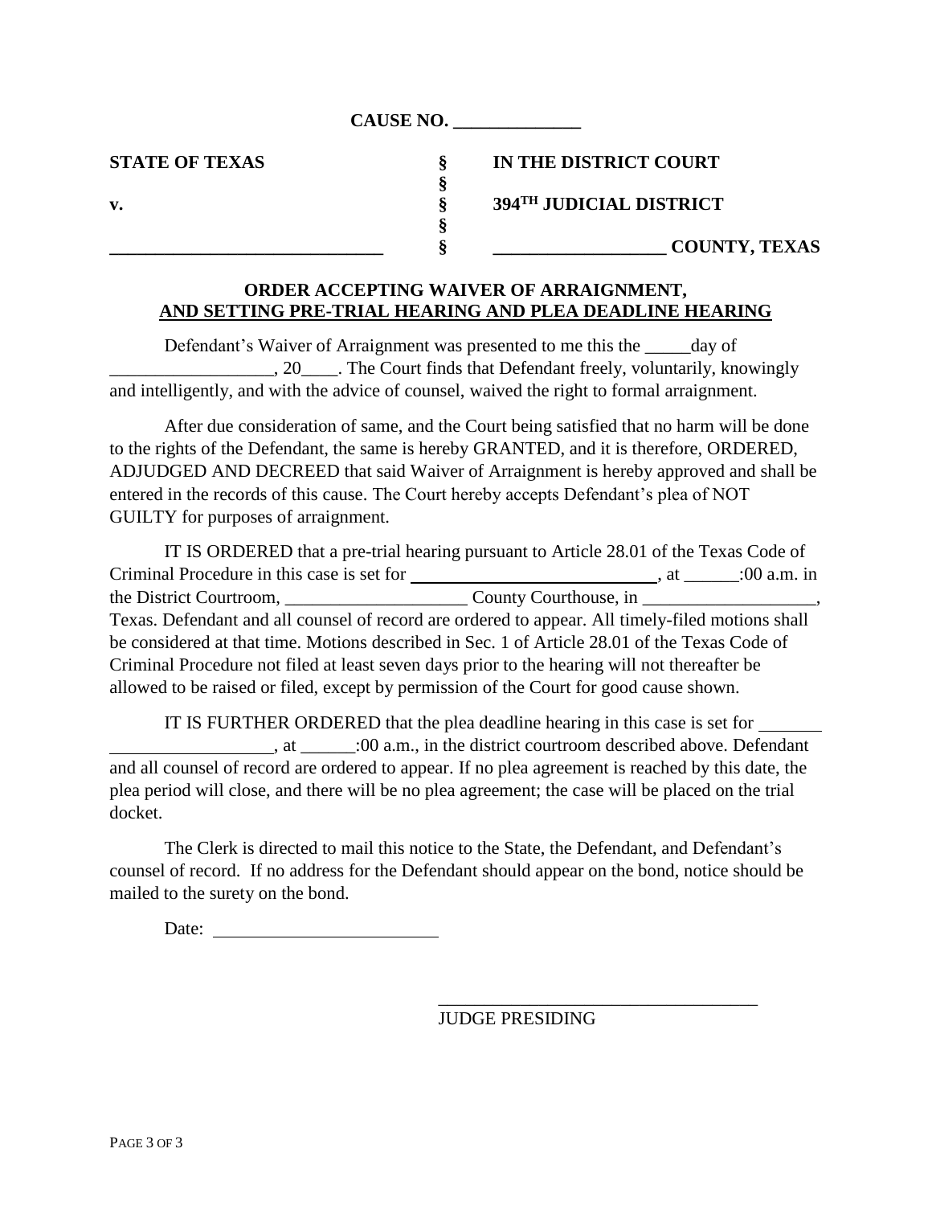**CAUSE NO. ______________**

| | | |
|---|---|---|
| **STATE OF TEXAS** | **§** | **IN THE DISTRICT COURT** |
| | **§** | |
| **v.** | **§** | **394TH JUDICIAL DISTRICT** |
| | **§** | |
| **______________________________** | **§** | **__________________ COUNTY, TEXAS** |

**ORDER ACCEPTING WAIVER OF ARRAIGNMENT, AND SETTING PRE-TRIAL HEARING AND PLEA DEADLINE HEARING**

Defendant's Waiver of Arraignment was presented to me this the _____day of __________________, 20____. The Court finds that Defendant freely, voluntarily, knowingly and intelligently, and with the advice of counsel, waived the right to formal arraignment.

After due consideration of same, and the Court being satisfied that no harm will be done to the rights of the Defendant, the same is hereby GRANTED, and it is therefore, ORDERED, ADJUDGED AND DECREED that said Waiver of Arraignment is hereby approved and shall be entered in the records of this cause. The Court hereby accepts Defendant's plea of NOT GUILTY for purposes of arraignment.

IT IS ORDERED that a pre-trial hearing pursuant to Article 28.01 of the Texas Code of Criminal Procedure in this case is set for ____________________________, at ______:00 a.m. in the District Courtroom, ____________________ County Courthouse, in ___________________, Texas. Defendant and all counsel of record are ordered to appear. All timely-filed motions shall be considered at that time. Motions described in Sec. 1 of Article 28.01 of the Texas Code of Criminal Procedure not filed at least seven days prior to the hearing will not thereafter be allowed to be raised or filed, except by permission of the Court for good cause shown.

IT IS FURTHER ORDERED that the plea deadline hearing in this case is set for _________________________, at ______:00 a.m., in the district courtroom described above. Defendant and all counsel of record are ordered to appear. If no plea agreement is reached by this date, the plea period will close, and there will be no plea agreement; the case will be placed on the trial docket.

The Clerk is directed to mail this notice to the State, the Defendant, and Defendant's counsel of record. If no address for the Defendant should appear on the bond, notice should be mailed to the surety on the bond.

Date: _________________________

____________________________________
JUDGE PRESIDING